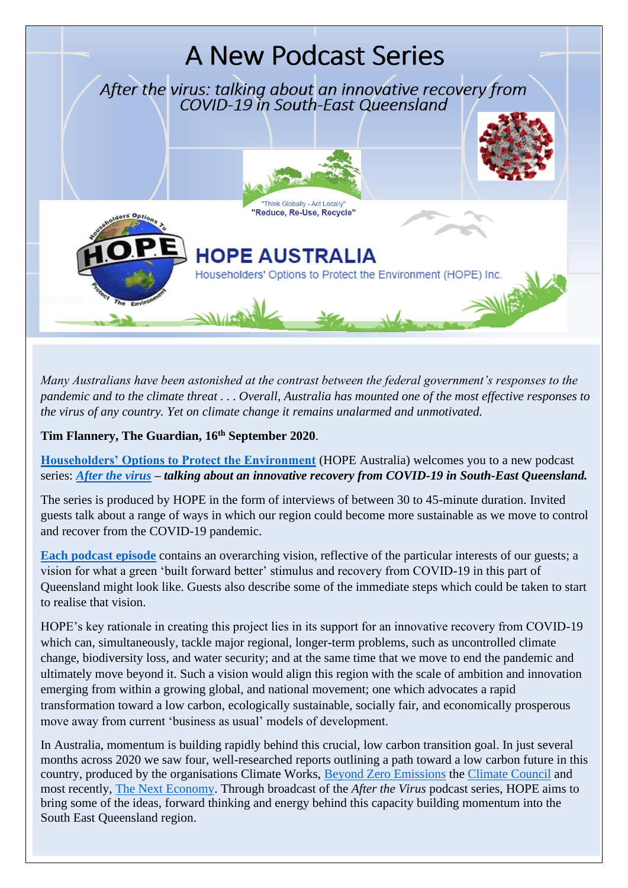# A New Podcast Series

*After the virus: talking about an innovative recovery from COVID-19 in South-East Queensland*

"Think Globally - Act Locally"
"Reduce, Re-Use, Recycle"

## HOPE AUSTRALIA

Householders' Options to Protect the Environment (HOPE) Inc.

*Many Australians have been astonished at the contrast between the federal government's responses to the pandemic and to the climate threat . . . Overall, Australia has mounted one of the most effective responses to the virus of any country. Yet on climate change it remains unalarmed and unmotivated.*

**Tim Flannery, The Guardian, 16th September 2020**.

**Householders' Options to Protect the Environment** (HOPE Australia) welcomes you to a new podcast series: ***After the virus* – *talking about an innovative recovery from COVID-19 in South-East Queensland.***

The series is produced by HOPE in the form of interviews of between 30 to 45-minute duration. Invited guests talk about a range of ways in which our region could become more sustainable as we move to control and recover from the COVID-19 pandemic.

**Each podcast episode** contains an overarching vision, reflective of the particular interests of our guests; a vision for what a green 'built forward better' stimulus and recovery from COVID-19 in this part of Queensland might look like. Guests also describe some of the immediate steps which could be taken to start to realise that vision.

HOPE's key rationale in creating this project lies in its support for an innovative recovery from COVID-19 which can, simultaneously, tackle major regional, longer-term problems, such as uncontrolled climate change, biodiversity loss, and water security; and at the same time that we move to end the pandemic and ultimately move beyond it. Such a vision would align this region with the scale of ambition and innovation emerging from within a growing global, and national movement; one which advocates a rapid transformation toward a low carbon, ecologically sustainable, socially fair, and economically prosperous move away from current 'business as usual' models of development.

In Australia, momentum is building rapidly behind this crucial, low carbon transition goal. In just several months across 2020 we saw four, well-researched reports outlining a path toward a low carbon future in this country, produced by the organisations Climate Works, Beyond Zero Emissions the Climate Council and most recently, The Next Economy. Through broadcast of the *After the Virus* podcast series, HOPE aims to bring some of the ideas, forward thinking and energy behind this capacity building momentum into the South East Queensland region.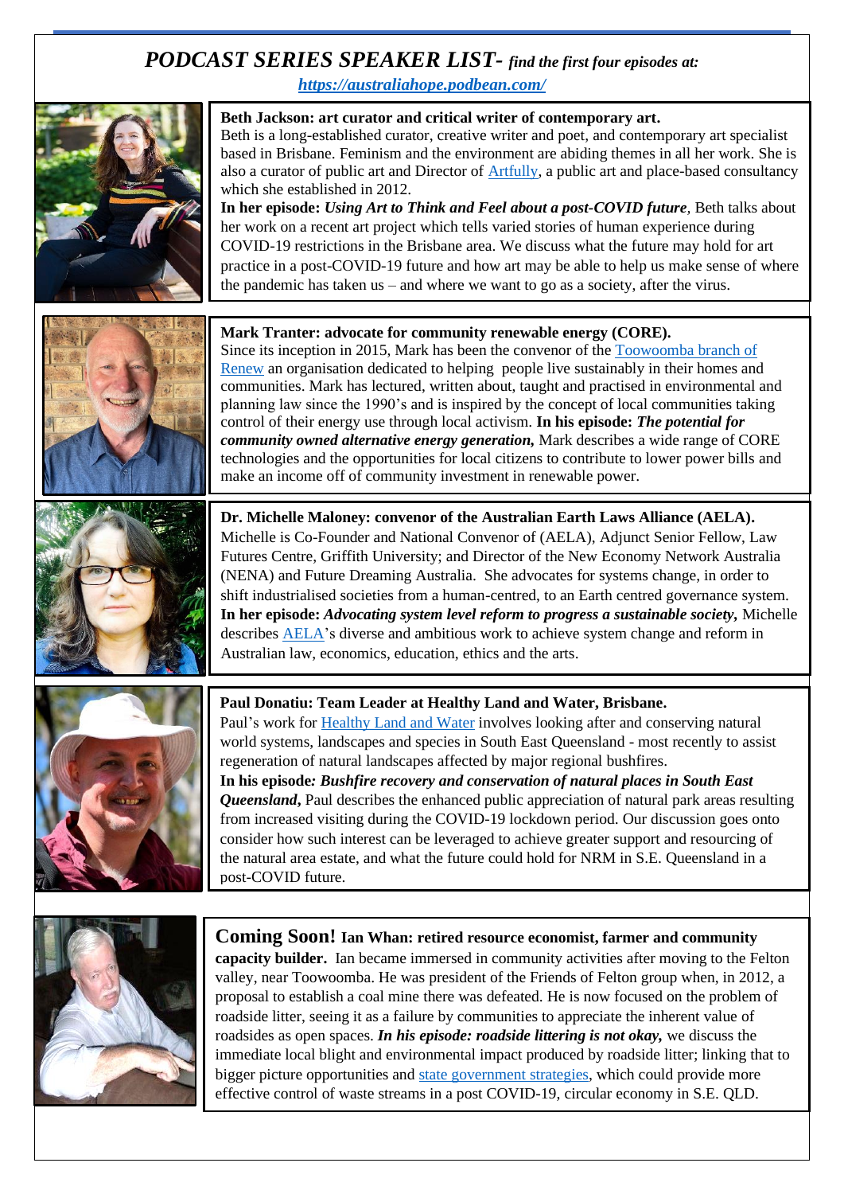# *PODCAST SERIES SPEAKER LIST- find the first four episodes at:*

***https://australiahope.podbean.com/***

**Beth Jackson: art curator and critical writer of contemporary art.**
Beth is a long-established curator, creative writer and poet, and contemporary art specialist based in Brisbane. Feminism and the environment are abiding themes in all her work. She is also a curator of public art and Director of Artfully, a public art and place-based consultancy which she established in 2012.
**In her episode:** ***Using Art to Think and Feel about a post-COVID future***, Beth talks about her work on a recent art project which tells varied stories of human experience during COVID-19 restrictions in the Brisbane area. We discuss what the future may hold for art practice in a post-COVID-19 future and how art may be able to help us make sense of where the pandemic has taken us – and where we want to go as a society, after the virus.

**Mark Tranter: advocate for community renewable energy (CORE).**
Since its inception in 2015, Mark has been the convenor of the Toowoomba branch of Renew an organisation dedicated to helping people live sustainably in their homes and communities. Mark has lectured, written about, taught and practised in environmental and planning law since the 1990's and is inspired by the concept of local communities taking control of their energy use through local activism. **In his episode:** ***The potential for community owned alternative energy generation,*** Mark describes a wide range of CORE technologies and the opportunities for local citizens to contribute to lower power bills and make an income off of community investment in renewable power.

**Dr. Michelle Maloney: convenor of the Australian Earth Laws Alliance (AELA).**
Michelle is Co-Founder and National Convenor of (AELA), Adjunct Senior Fellow, Law Futures Centre, Griffith University; and Director of the New Economy Network Australia (NENA) and Future Dreaming Australia. She advocates for systems change, in order to shift industrialised societies from a human-centred, to an Earth centred governance system. **In her episode:** ***Advocating system level reform to progress a sustainable society,*** Michelle describes AELA's diverse and ambitious work to achieve system change and reform in Australian law, economics, education, ethics and the arts.

**Paul Donatiu: Team Leader at Healthy Land and Water, Brisbane.**
Paul's work for Healthy Land and Water involves looking after and conserving natural world systems, landscapes and species in South East Queensland - most recently to assist regeneration of natural landscapes affected by major regional bushfires.
**In his episode*****: Bushfire recovery and conservation of natural places in South East Queensland*****,** Paul describes the enhanced public appreciation of natural park areas resulting from increased visiting during the COVID-19 lockdown period. Our discussion goes onto consider how such interest can be leveraged to achieve greater support and resourcing of the natural area estate, and what the future could hold for NRM in S.E. Queensland in a post-COVID future.

**Coming Soon! Ian Whan: retired resource economist, farmer and community capacity builder.** Ian became immersed in community activities after moving to the Felton valley, near Toowoomba. He was president of the Friends of Felton group when, in 2012, a proposal to establish a coal mine there was defeated. He is now focused on the problem of roadside litter, seeing it as a failure by communities to appreciate the inherent value of roadsides as open spaces. ***In his episode: roadside littering is not okay,*** we discuss the immediate local blight and environmental impact produced by roadside litter; linking that to bigger picture opportunities and state government strategies, which could provide more effective control of waste streams in a post COVID-19, circular economy in S.E. QLD.